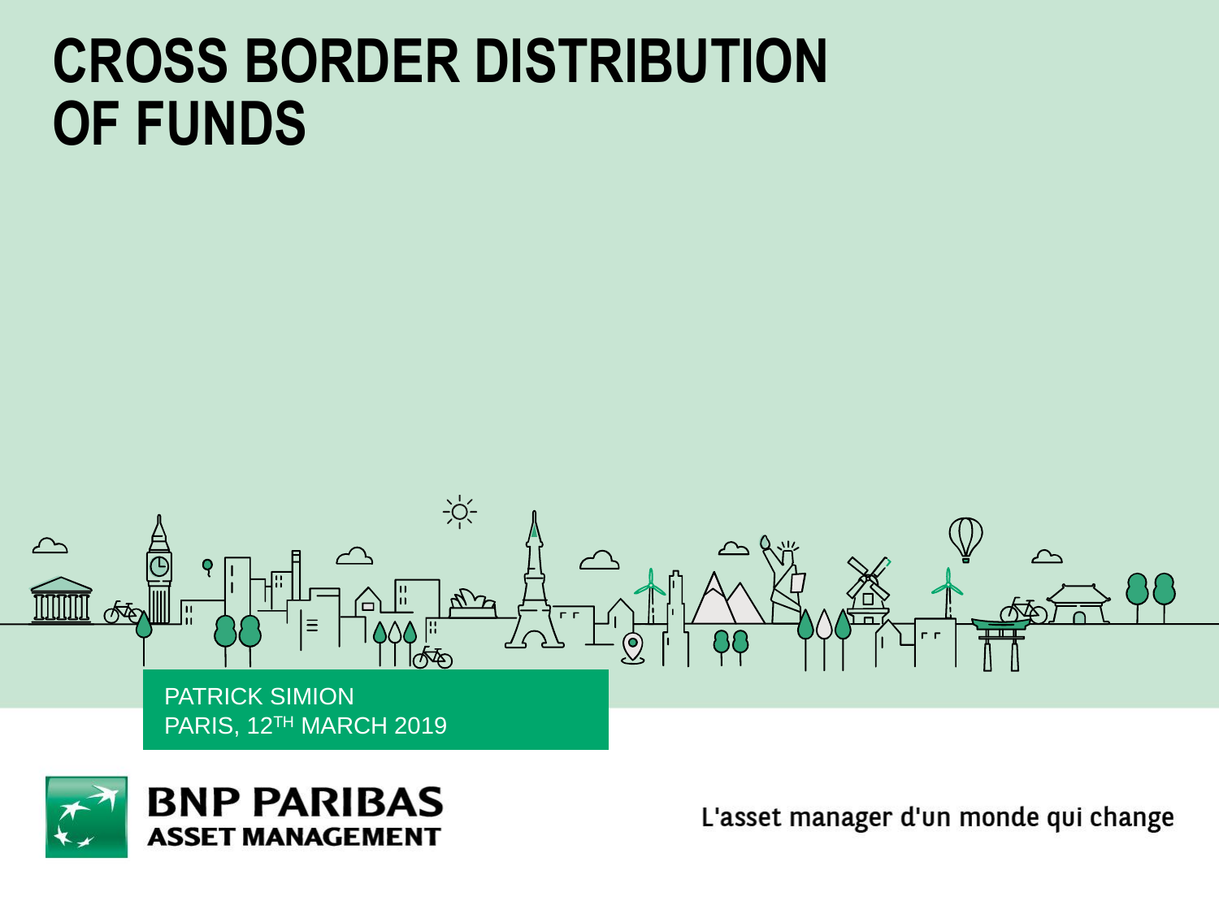# CROSS BORDER DISTRIBUTION OF FUNDS

PATRICK SIMION
PARIS, 12TH MARCH 2019

BNP PARIBAS
ASSET MANAGEMENT

L'asset manager d'un monde qui change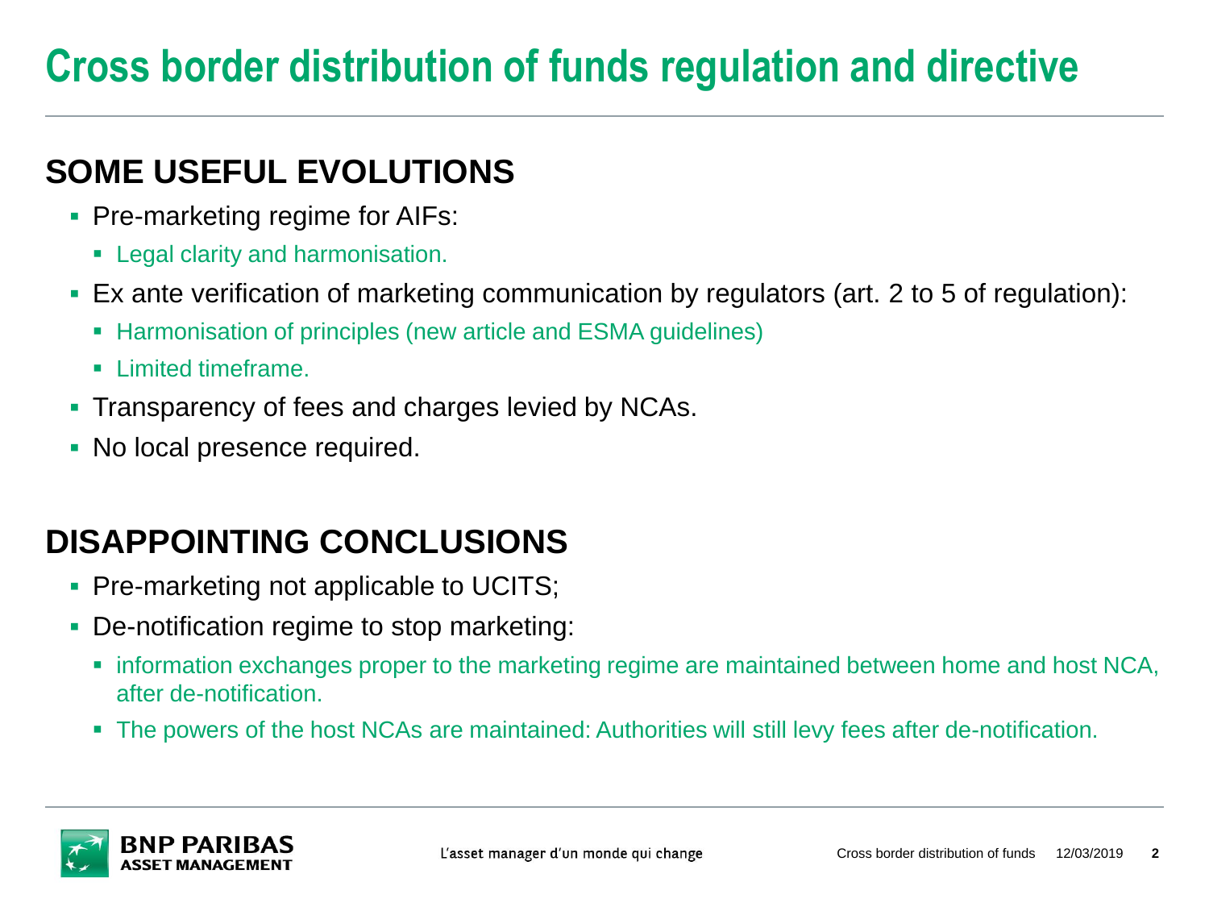# Cross border distribution of funds regulation and directive

## SOME USEFUL EVOLUTIONS

- Pre-marketing regime for AIFs:
  - Legal clarity and harmonisation.
- Ex ante verification of marketing communication by regulators (art. 2 to 5 of regulation):
  - Harmonisation of principles (new article and ESMA guidelines)
  - Limited timeframe.
- Transparency of fees and charges levied by NCAs.
- No local presence required.

## DISAPPOINTING CONCLUSIONS

- Pre-marketing not applicable to UCITS;
- De-notification regime to stop marketing:
  - information exchanges proper to the marketing regime are maintained between home and host NCA, after de-notification.
  - The powers of the host NCAs are maintained: Authorities will still levy fees after de-notification.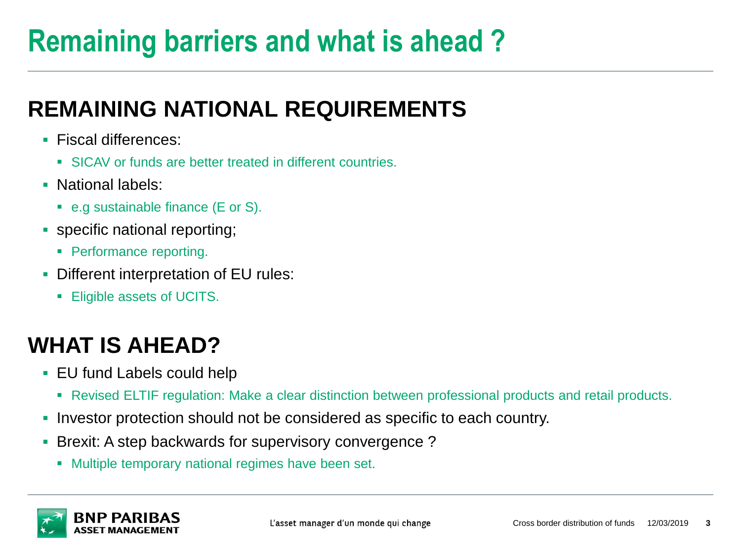# Remaining barriers and what is ahead ?

## REMAINING NATIONAL REQUIREMENTS

- Fiscal differences:
  - SICAV or funds are better treated in different countries.
- National labels:
  - e.g sustainable finance (E or S).
- specific national reporting;
  - Performance reporting.
- Different interpretation of EU rules:
  - Eligible assets of UCITS.

## WHAT IS AHEAD?

- EU fund Labels could help
  - Revised ELTIF regulation: Make a clear distinction between professional products and retail products.
- Investor protection should not be considered as specific to each country.
- Brexit: A step backwards for supervisory convergence ?
  - Multiple temporary national regimes have been set.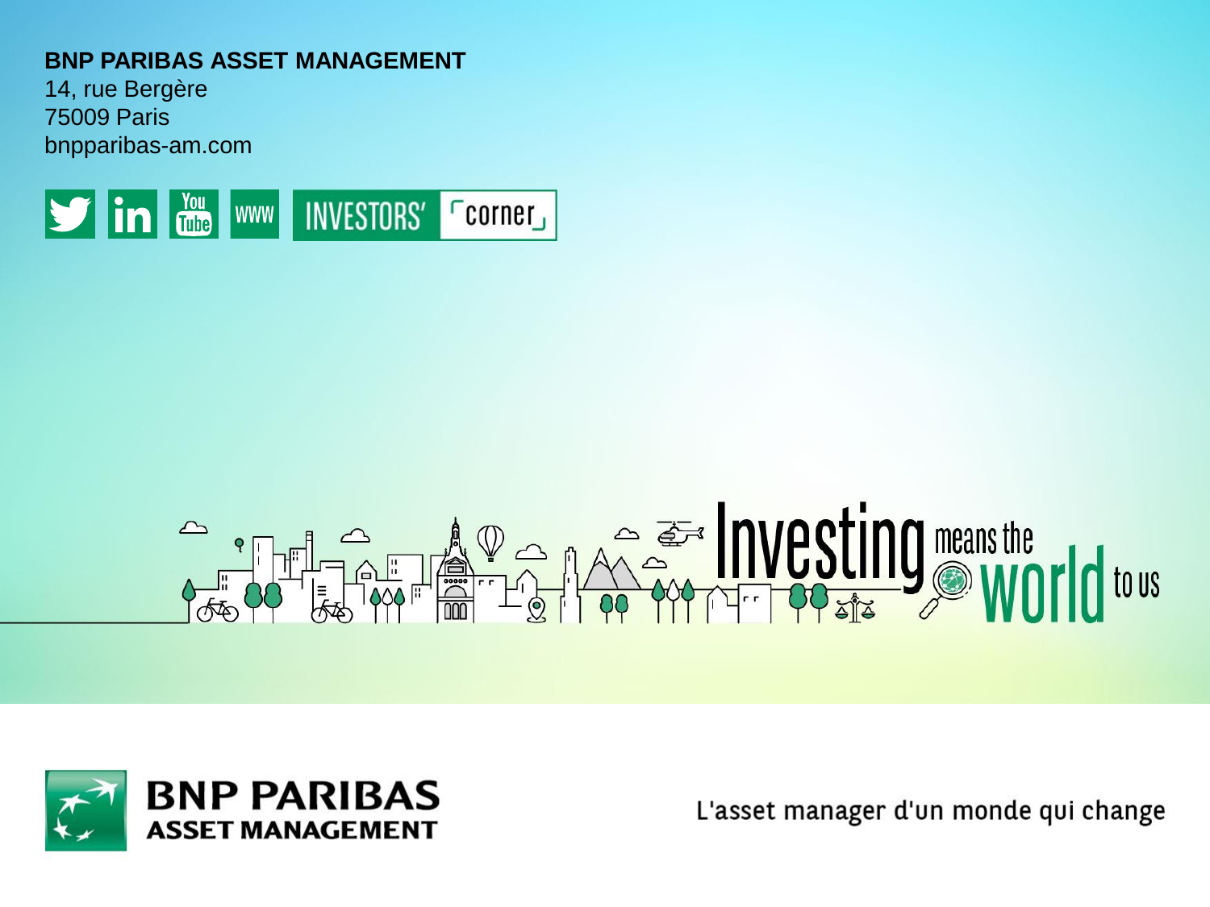**BNP PARIBAS ASSET MANAGEMENT**
14, rue Bergère
75009 Paris
bnpparibas-am.com

INVESTORS' corner

Investing means the world to us

BNP PARIBAS
ASSET MANAGEMENT

L'asset manager d'un monde qui change